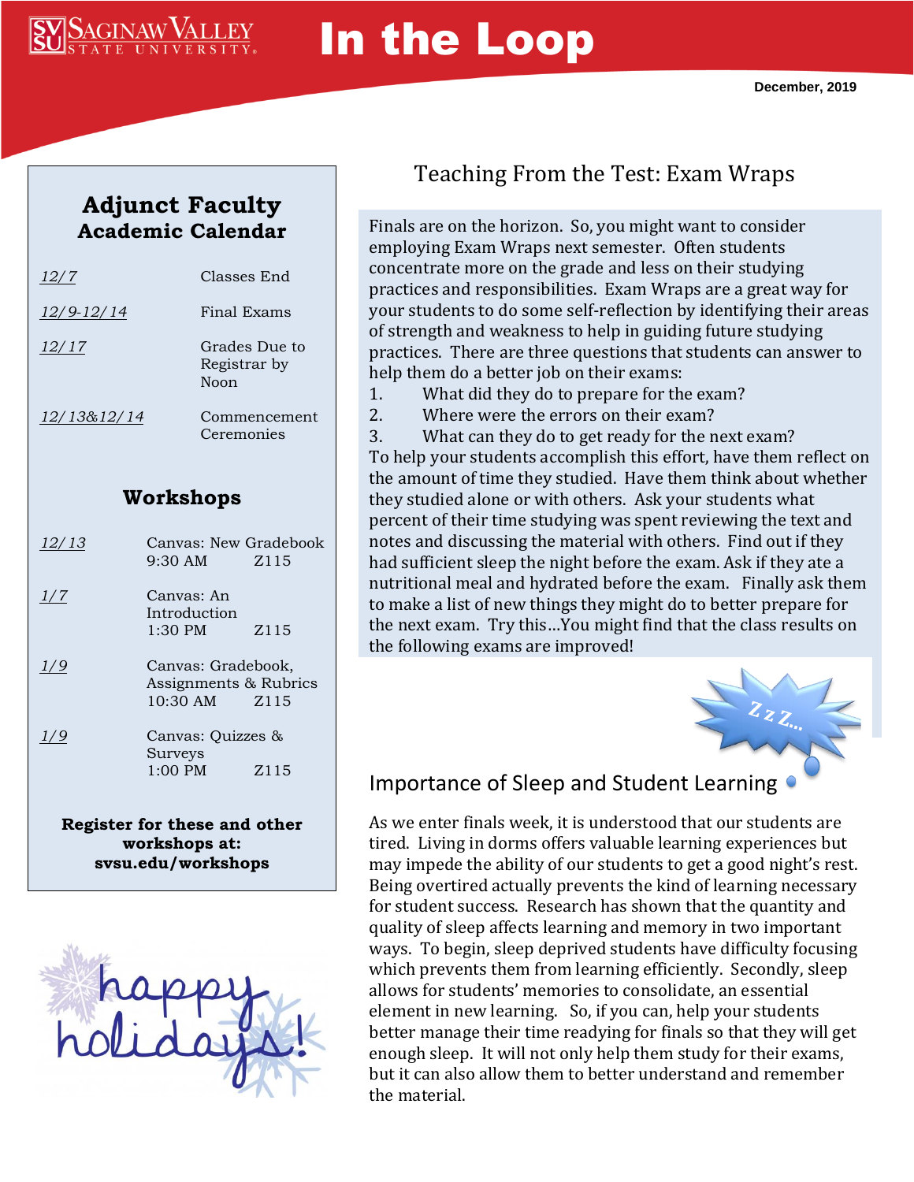# In the Loop

December, 2019

## Adjunct Faculty Academic Calendar

| Date | Event |
|---|---|
| 12/7 | Classes End |
| 12/9-12/14 | Final Exams |
| 12/17 | Grades Due to Registrar by Noon |
| 12/13&12/14 | Commencement Ceremonies |

## Workshops

| Date | Workshop |
|---|---|
| 12/13 | Canvas: New Gradebook 9:30 AM Z115 |
| 1/7 | Canvas: An Introduction 1:30 PM Z115 |
| 1/9 | Canvas: Gradebook, Assignments & Rubrics 10:30 AM Z115 |
| 1/9 | Canvas: Quizzes & Surveys 1:00 PM Z115 |

**Register for these and other workshops at: svsu.edu/workshops**

## Teaching From the Test: Exam Wraps

Finals are on the horizon. So, you might want to consider employing Exam Wraps next semester. Often students concentrate more on the grade and less on their studying practices and responsibilities. Exam Wraps are a great way for your students to do some self-reflection by identifying their areas of strength and weakness to help in guiding future studying practices. There are three questions that students can answer to help them do a better job on their exams:

1. What did they do to prepare for the exam?
2. Where were the errors on their exam?
3. What can they do to get ready for the next exam?

To help your students accomplish this effort, have them reflect on the amount of time they studied. Have them think about whether they studied alone or with others. Ask your students what percent of their time studying was spent reviewing the text and notes and discussing the material with others. Find out if they had sufficient sleep the night before the exam. Ask if they ate a nutritional meal and hydrated before the exam. Finally ask them to make a list of new things they might do to better prepare for the next exam. Try this…You might find that the class results on the following exams are improved!

## Importance of Sleep and Student Learning

As we enter finals week, it is understood that our students are tired. Living in dorms offers valuable learning experiences but may impede the ability of our students to get a good night's rest. Being overtired actually prevents the kind of learning necessary for student success. Research has shown that the quantity and quality of sleep affects learning and memory in two important ways. To begin, sleep deprived students have difficulty focusing which prevents them from learning efficiently. Secondly, sleep allows for students' memories to consolidate, an essential element in new learning. So, if you can, help your students better manage their time readying for finals so that they will get enough sleep. It will not only help them study for their exams, but it can also allow them to better understand and remember the material.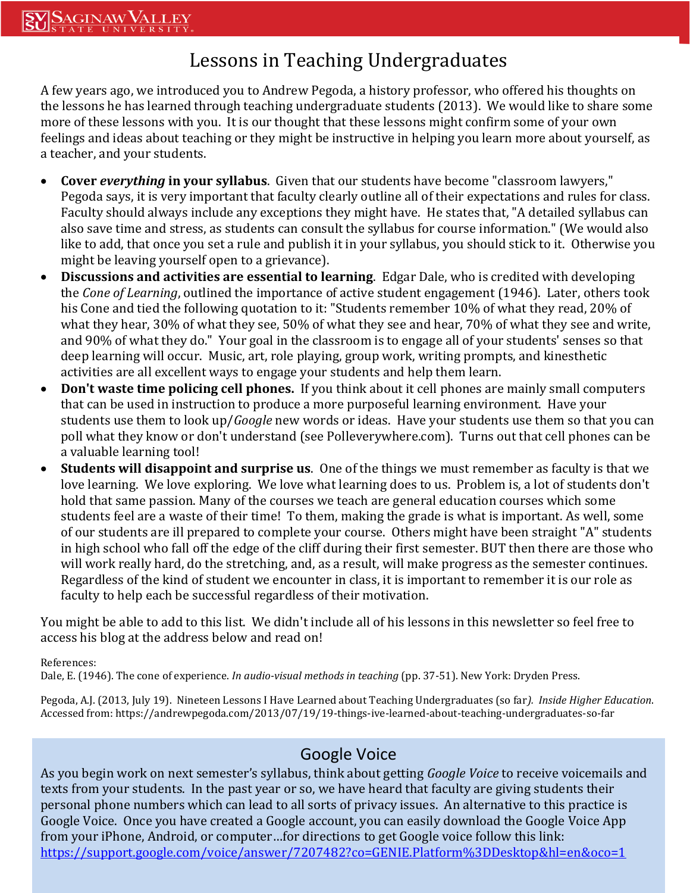# Lessons in Teaching Undergraduates

A few years ago, we introduced you to Andrew Pegoda, a history professor, who offered his thoughts on the lessons he has learned through teaching undergraduate students (2013). We would like to share some more of these lessons with you. It is our thought that these lessons might confirm some of your own feelings and ideas about teaching or they might be instructive in helping you learn more about yourself, as a teacher, and your students.

- **Cover *everything* in your syllabus**. Given that our students have become "classroom lawyers," Pegoda says, it is very important that faculty clearly outline all of their expectations and rules for class. Faculty should always include any exceptions they might have. He states that, "A detailed syllabus can also save time and stress, as students can consult the syllabus for course information." (We would also like to add, that once you set a rule and publish it in your syllabus, you should stick to it. Otherwise you might be leaving yourself open to a grievance).
- **Discussions and activities are essential to learning**. Edgar Dale, who is credited with developing the *Cone of Learning*, outlined the importance of active student engagement (1946). Later, others took his Cone and tied the following quotation to it: "Students remember 10% of what they read, 20% of what they hear, 30% of what they see, 50% of what they see and hear, 70% of what they see and write, and 90% of what they do." Your goal in the classroom is to engage all of your students' senses so that deep learning will occur. Music, art, role playing, group work, writing prompts, and kinesthetic activities are all excellent ways to engage your students and help them learn.
- **Don't waste time policing cell phones.** If you think about it cell phones are mainly small computers that can be used in instruction to produce a more purposeful learning environment. Have your students use them to look up/*Google* new words or ideas. Have your students use them so that you can poll what they know or don't understand (see Polleverywhere.com). Turns out that cell phones can be a valuable learning tool!
- **Students will disappoint and surprise us**. One of the things we must remember as faculty is that we love learning. We love exploring. We love what learning does to us. Problem is, a lot of students don't hold that same passion. Many of the courses we teach are general education courses which some students feel are a waste of their time! To them, making the grade is what is important. As well, some of our students are ill prepared to complete your course. Others might have been straight "A" students in high school who fall off the edge of the cliff during their first semester. BUT then there are those who will work really hard, do the stretching, and, as a result, will make progress as the semester continues. Regardless of the kind of student we encounter in class, it is important to remember it is our role as faculty to help each be successful regardless of their motivation.

You might be able to add to this list. We didn't include all of his lessons in this newsletter so feel free to access his blog at the address below and read on!

References:

Dale, E. (1946). The cone of experience. *In audio-visual methods in teaching* (pp. 37-51). New York: Dryden Press.

Pegoda, A.J. (2013, July 19). Nineteen Lessons I Have Learned about Teaching Undergraduates (so far*). Inside Higher Education*. Accessed from: https://andrewpegoda.com/2013/07/19/19-things-ive-learned-about-teaching-undergraduates-so-far

## Google Voice

As you begin work on next semester's syllabus, think about getting *Google Voice* to receive voicemails and texts from your students. In the past year or so, we have heard that faculty are giving students their personal phone numbers which can lead to all sorts of privacy issues. An alternative to this practice is Google Voice. Once you have created a Google account, you can easily download the Google Voice App from your iPhone, Android, or computer…for directions to get Google voice follow this link: https://support.google.com/voice/answer/7207482?co=GENIE.Platform%3DDesktop&hl=en&oco=1